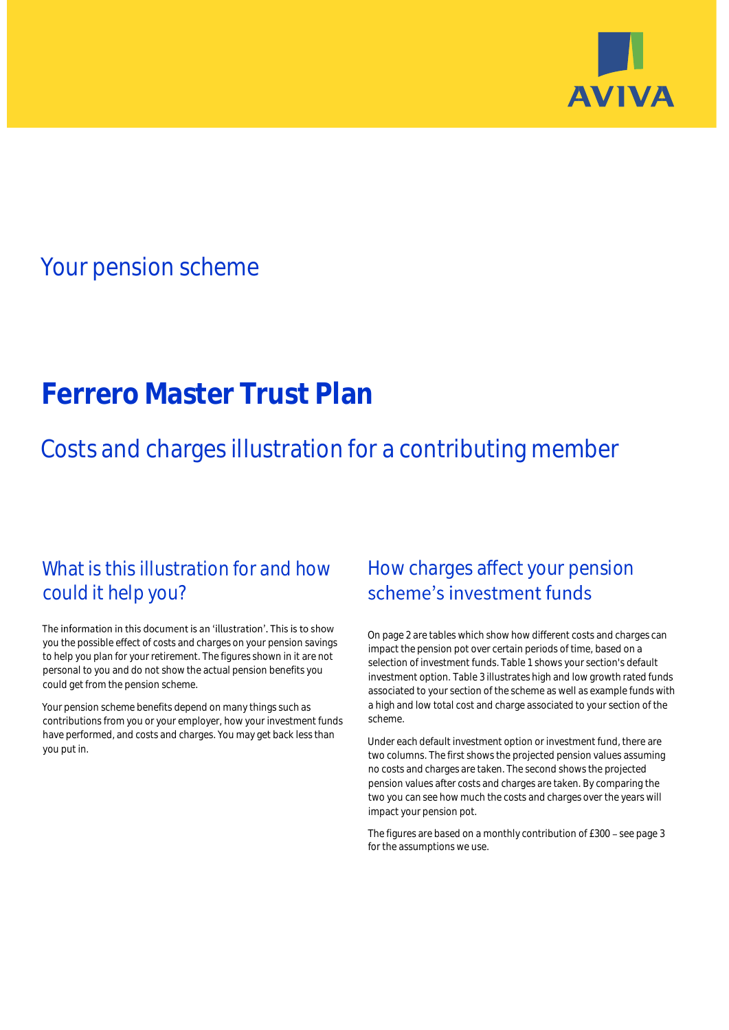AVIVA

## Your pension scheme

# Ferrero Master Trust Plan

## Costs and charges illustration for a contributing member

### What is this illustration for and how could it help you?

The information in this document is an 'illustration'. This is to show you the possible effect of costs and charges on your pension savings to help you plan for your retirement. The figures shown in it are not personal to you and do not show the actual pension benefits you could get from the pension scheme.

Your pension scheme benefits depend on many things such as contributions from you or your employer, how your investment funds have performed, and costs and charges. You may get back less than you put in.

### How charges affect your pension scheme's investment funds

On page 2 are tables which show how different costs and charges can impact the pension pot over certain periods of time, based on a selection of investment funds. Table 1 shows your section's default investment option. Table 3 illustrates high and low growth rated funds associated to your section of the scheme as well as example funds with a high and low total cost and charge associated to your section of the scheme.

Under each default investment option or investment fund, there are two columns. The first shows the projected pension values assuming no costs and charges are taken. The second shows the projected pension values after costs and charges are taken. By comparing the two you can see how much the costs and charges over the years will impact your pension pot.

The figures are based on a monthly contribution of £300 – see page 3 for the assumptions we use.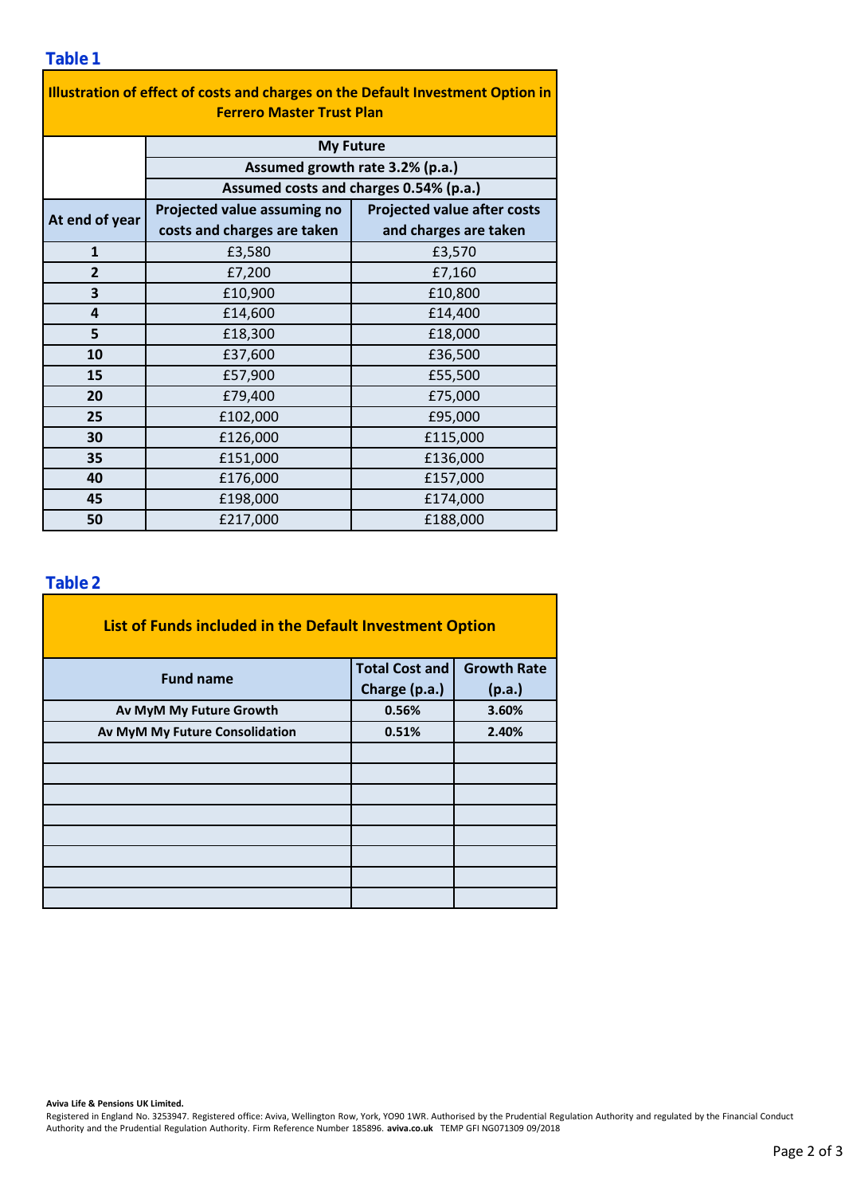## Table 1

| Illustration of effect of costs and charges on the Default Investment Option in Ferrero Master Trust Plan | | |
|---|---|---|
| | My Future | |
| | Assumed growth rate 3.2% (p.a.) | |
| | Assumed costs and charges 0.54% (p.a.) | |
| At end of year | Projected value assuming no costs and charges are taken | Projected value after costs and charges are taken |
| 1 | £3,580 | £3,570 |
| 2 | £7,200 | £7,160 |
| 3 | £10,900 | £10,800 |
| 4 | £14,600 | £14,400 |
| 5 | £18,300 | £18,000 |
| 10 | £37,600 | £36,500 |
| 15 | £57,900 | £55,500 |
| 20 | £79,400 | £75,000 |
| 25 | £102,000 | £95,000 |
| 30 | £126,000 | £115,000 |
| 35 | £151,000 | £136,000 |
| 40 | £176,000 | £157,000 |
| 45 | £198,000 | £174,000 |
| 50 | £217,000 | £188,000 |

## Table 2

| List of Funds included in the Default Investment Option | | |
|---|---|---|
| Fund name | Total Cost and Charge (p.a.) | Growth Rate (p.a.) |
| Av MyM My Future Growth | 0.56% | 3.60% |
| Av MyM My Future Consolidation | 0.51% | 2.40% |
| | | |
| | | |
| | | |
| | | |
| | | |
| | | |
| | | |
| | | |

**Aviva Life & Pensions UK Limited.**
Registered in England No. 3253947. Registered office: Aviva, Wellington Row, York, YO90 1WR. Authorised by the Prudential Regulation Authority and regulated by the Financial Conduct Authority and the Prudential Regulation Authority. Firm Reference Number 185896. **aviva.co.uk** TEMP GFI NG071309 09/2018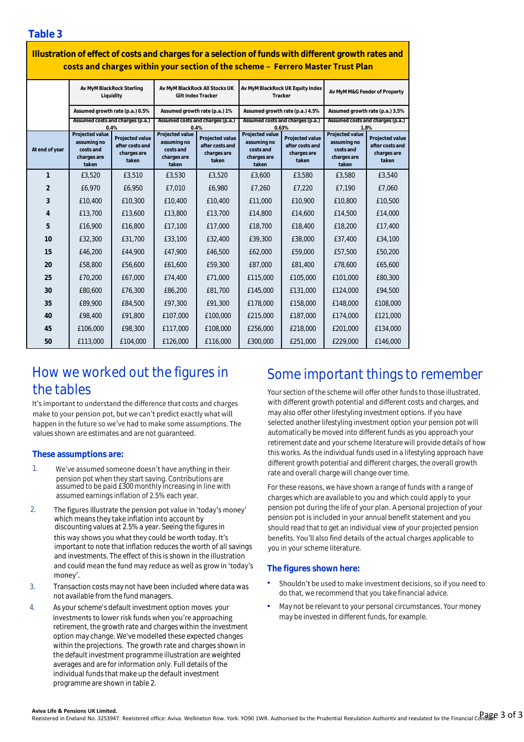## Table 3

| Illustration of effect of costs and charges for a selection of funds with different growth rates and costs and charges within your section of the scheme – Ferrero Master Trust Plan | | | | | | | | |
|---|---|---|---|---|---|---|---|---|
| | Av MyM BlackRock Sterling Liquidity | | Av MyM BlackRock All Stocks UK Gilt Index Tracker | | Av MyM BlackRock UK Equity Index Tracker | | Av MyM M&G Feeder of Property | |
| | Assumed growth rate (p.a.) 0.5% | | Assumed growth rate (p.a.) 1% | | Assumed growth rate (p.a.) 4.5% | | Assumed growth rate (p.a.) 3.5% | |
| | Assumed costs and charges (p.a.) 0.4% | | Assumed costs and charges (p.a.) 0.4% | | Assumed costs and charges (p.a.) 0.63% | | Assumed costs and charges (p.a.) 1.8% | |
| At end of year | Projected value assuming no costs and charges are taken | Projected value after costs and charges are taken | Projected value assuming no costs and charges are taken | Projected value after costs and charges are taken | Projected value assuming no costs and charges are taken | Projected value after costs and charges are taken | Projected value assuming no costs and charges are taken | Projected value after costs and charges are taken |
| 1 | £3,520 | £3,510 | £3,530 | £3,520 | £3,600 | £3,580 | £3,580 | £3,540 |
| 2 | £6,970 | £6,950 | £7,010 | £6,980 | £7,260 | £7,220 | £7,190 | £7,060 |
| 3 | £10,400 | £10,300 | £10,400 | £10,400 | £11,000 | £10,900 | £10,800 | £10,500 |
| 4 | £13,700 | £13,600 | £13,800 | £13,700 | £14,800 | £14,600 | £14,500 | £14,000 |
| 5 | £16,900 | £16,800 | £17,100 | £17,000 | £18,700 | £18,400 | £18,200 | £17,400 |
| 10 | £32,300 | £31,700 | £33,100 | £32,400 | £39,300 | £38,000 | £37,400 | £34,100 |
| 15 | £46,200 | £44,900 | £47,900 | £46,500 | £62,000 | £59,000 | £57,500 | £50,200 |
| 20 | £58,800 | £56,600 | £61,600 | £59,300 | £87,000 | £81,400 | £78,600 | £65,600 |
| 25 | £70,200 | £67,000 | £74,400 | £71,000 | £115,000 | £105,000 | £101,000 | £80,300 |
| 30 | £80,600 | £76,300 | £86,200 | £81,700 | £145,000 | £131,000 | £124,000 | £94,500 |
| 35 | £89,900 | £84,500 | £97,300 | £91,300 | £178,000 | £158,000 | £148,000 | £108,000 |
| 40 | £98,400 | £91,800 | £107,000 | £100,000 | £215,000 | £187,000 | £174,000 | £121,000 |
| 45 | £106,000 | £98,300 | £117,000 | £108,000 | £256,000 | £218,000 | £201,000 | £134,000 |
| 50 | £113,000 | £104,000 | £126,000 | £116,000 | £300,000 | £251,000 | £229,000 | £146,000 |

# How we worked out the figures in the tables

It's important to understand the difference that costs and charges make to your pension pot, but we can't predict exactly what will happen in the future so we've had to make some assumptions. The values shown are estimates and are not guaranteed.

### These assumptions are:

1. We've assumed someone doesn't have anything in their pension pot when they start saving. Contributions are assumed to be paid £300 monthly increasing in line with assumed earnings inflation of 2.5% each year.
2. The figures illustrate the pension pot value in 'today's money' which means they take inflation into account by discounting values at 2.5% a year. Seeing the figures in this way shows you what they could be worth today. It's important to note that inflation reduces the worth of all savings and investments. The effect of this is shown in the illustration and could mean the fund may reduce as well as grow in 'today's money'.
3. Transaction costs may not have been included where data was not available from the fund managers.
4. As your scheme's default investment option moves your investments to lower risk funds when you're approaching retirement, the growth rate and charges within the investment option may change. We've modelled these expected changes within the projections. The growth rate and charges shown in the default investment programme illustration are weighted averages and are for information only. Full details of the individual funds that make up the default investment programme are shown in table 2.

# Some important things to remember

Your section of the scheme will offer other funds to those illustrated, with different growth potential and different costs and charges, and may also offer other lifestyling investment options. If you have selected another lifestyling investment option your pension pot will automatically be moved into different funds as you approach your retirement date and your scheme literature will provide details of how this works. As the individual funds used in a lifestyling approach have different growth potential and different charges, the overall growth rate and overall charge will change over time.

For these reasons, we have shown a range of funds with a range of charges which are available to you and which could apply to your pension pot during the life of your plan. A personal projection of your pension pot is included in your annual benefit statement and you should read that to get an individual view of your projected pension benefits. You'll also find details of the actual charges applicable to you in your scheme literature.

### The figures shown here:

- Shouldn't be used to make investment decisions, so if you need to do that, we recommend that you take financial advice.
- May not be relevant to your personal circumstances. Your money may be invested in different funds, for example.

**Aviva Life & Pensions UK Limited.**
Registered in England No. 3253947. Registered office: Aviva, Wellington Row, York, YO90 1WR. Authorised by the Prudential Regulation Authority and regulated by the Financial Conduct